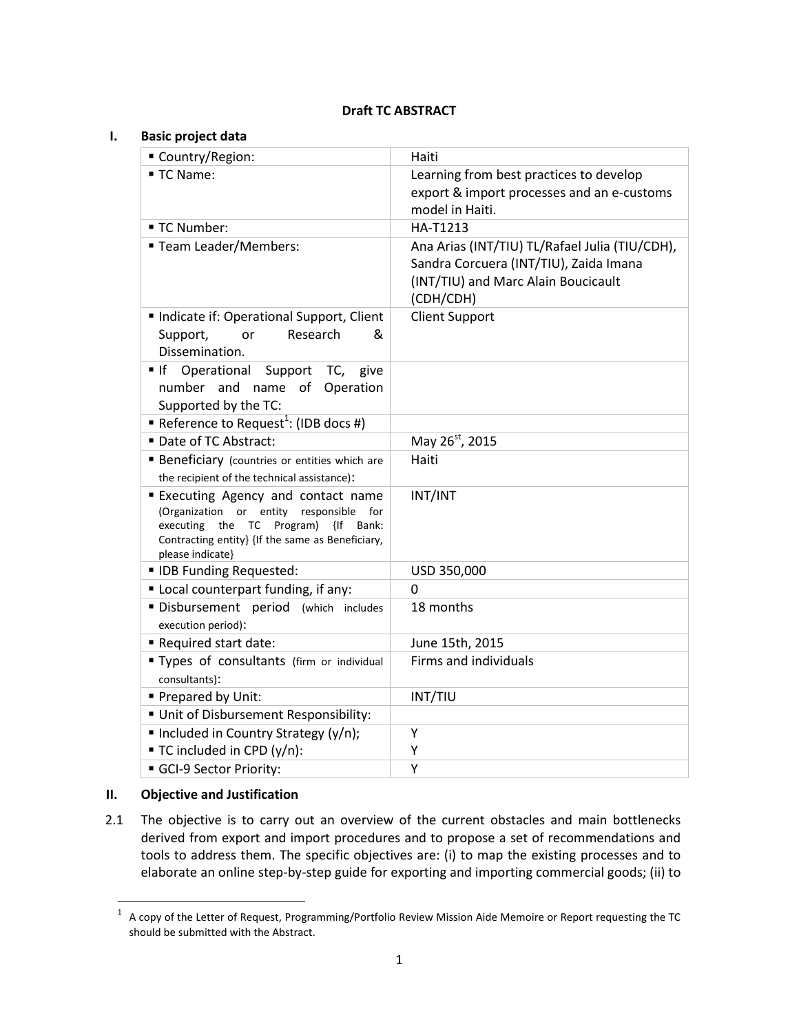**Draft TC ABSTRACT**

## I. Basic project data

| | |
|---|---|
| ▪ Country/Region: | Haiti |
| ▪ TC Name: | Learning from best practices to develop export & import processes and an e-customs model in Haiti. |
| ▪ TC Number: | HA-T1213 |
| ▪ Team Leader/Members: | Ana Arias (INT/TIU) TL/Rafael Julia (TIU/CDH), Sandra Corcuera (INT/TIU), Zaida Imana (INT/TIU) and Marc Alain Boucicault (CDH/CDH) |
| ▪ Indicate if: Operational Support, Client Support, or Research & Dissemination. | Client Support |
| ▪ If Operational Support TC, give number and name of Operation Supported by the TC: | |
| ▪ Reference to Request[1]: (IDB docs #) | |
| ▪ Date of TC Abstract: | May 26st, 2015 |
| ▪ Beneficiary (countries or entities which are the recipient of the technical assistance): | Haiti |
| ▪ Executing Agency and contact name (Organization or entity responsible for executing the TC Program) {If Bank: Contracting entity} {If the same as Beneficiary, please indicate} | INT/INT |
| ▪ IDB Funding Requested: | USD 350,000 |
| ▪ Local counterpart funding, if any: | 0 |
| ▪ Disbursement period (which includes execution period): | 18 months |
| ▪ Required start date: | June 15th, 2015 |
| ▪ Types of consultants (firm or individual consultants): | Firms and individuals |
| ▪ Prepared by Unit: | INT/TIU |
| ▪ Unit of Disbursement Responsibility: | |
| ▪ Included in Country Strategy (y/n); | Y |
| ▪ TC included in CPD (y/n): | Y |
| ▪ GCI-9 Sector Priority: | Y |

## II. Objective and Justification

2.1 The objective is to carry out an overview of the current obstacles and main bottlenecks derived from export and import procedures and to propose a set of recommendations and tools to address them. The specific objectives are: (i) to map the existing processes and to elaborate an online step-by-step guide for exporting and importing commercial goods; (ii) to

[1] A copy of the Letter of Request, Programming/Portfolio Review Mission Aide Memoire or Report requesting the TC should be submitted with the Abstract.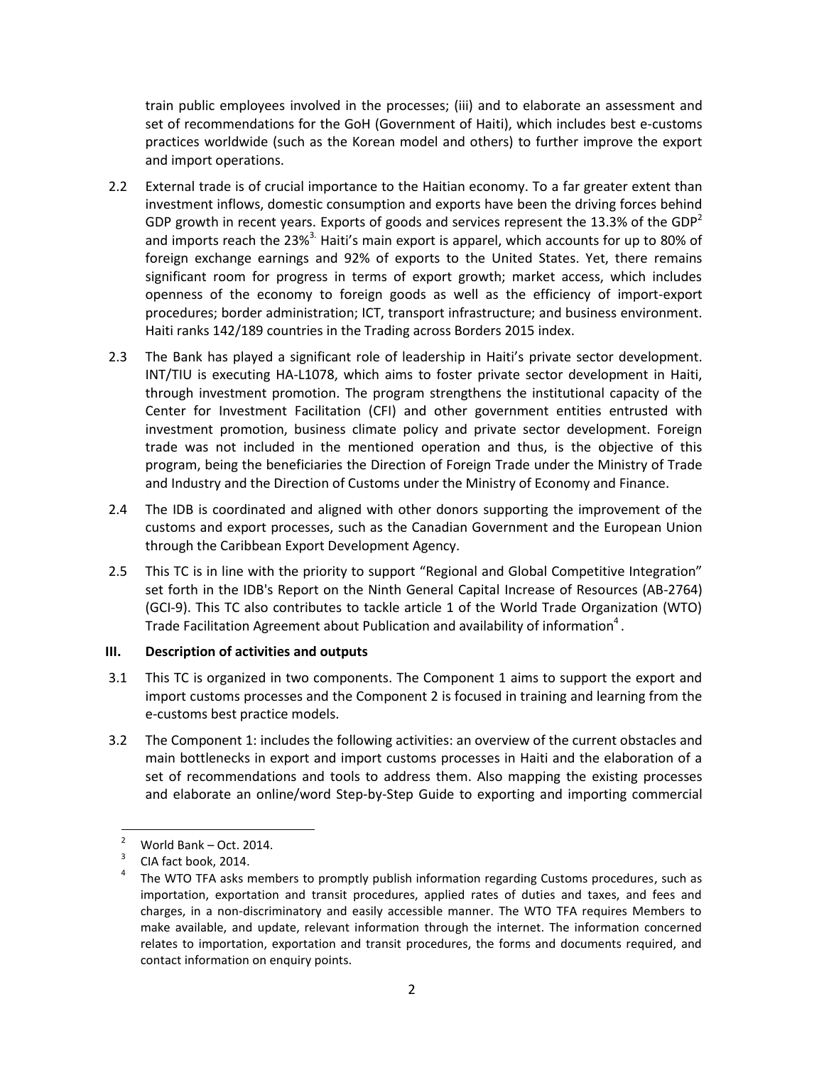train public employees involved in the processes; (iii) and to elaborate an assessment and set of recommendations for the GoH (Government of Haiti), which includes best e-customs practices worldwide (such as the Korean model and others) to further improve the export and import operations.

2.2 External trade is of crucial importance to the Haitian economy. To a far greater extent than investment inflows, domestic consumption and exports have been the driving forces behind GDP growth in recent years. Exports of goods and services represent the 13.3% of the GDP[2] and imports reach the 23%[3.] Haiti's main export is apparel, which accounts for up to 80% of foreign exchange earnings and 92% of exports to the United States. Yet, there remains significant room for progress in terms of export growth; market access, which includes openness of the economy to foreign goods as well as the efficiency of import-export procedures; border administration; ICT, transport infrastructure; and business environment. Haiti ranks 142/189 countries in the Trading across Borders 2015 index.

2.3 The Bank has played a significant role of leadership in Haiti's private sector development. INT/TIU is executing HA-L1078, which aims to foster private sector development in Haiti, through investment promotion. The program strengthens the institutional capacity of the Center for Investment Facilitation (CFI) and other government entities entrusted with investment promotion, business climate policy and private sector development. Foreign trade was not included in the mentioned operation and thus, is the objective of this program, being the beneficiaries the Direction of Foreign Trade under the Ministry of Trade and Industry and the Direction of Customs under the Ministry of Economy and Finance.

2.4 The IDB is coordinated and aligned with other donors supporting the improvement of the customs and export processes, such as the Canadian Government and the European Union through the Caribbean Export Development Agency.

2.5 This TC is in line with the priority to support "Regional and Global Competitive Integration" set forth in the IDB's Report on the Ninth General Capital Increase of Resources (AB-2764) (GCI-9). This TC also contributes to tackle article 1 of the World Trade Organization (WTO) Trade Facilitation Agreement about Publication and availability of information[4].

## III. Description of activities and outputs

3.1 This TC is organized in two components. The Component 1 aims to support the export and import customs processes and the Component 2 is focused in training and learning from the e-customs best practice models.

3.2 The Component 1: includes the following activities: an overview of the current obstacles and main bottlenecks in export and import customs processes in Haiti and the elaboration of a set of recommendations and tools to address them. Also mapping the existing processes and elaborate an online/word Step-by-Step Guide to exporting and importing commercial

---

[2] World Bank – Oct. 2014.

[3] CIA fact book, 2014.

[4] The WTO TFA asks members to promptly publish information regarding Customs procedures, such as importation, exportation and transit procedures, applied rates of duties and taxes, and fees and charges, in a non-discriminatory and easily accessible manner. The WTO TFA requires Members to make available, and update, relevant information through the internet. The information concerned relates to importation, exportation and transit procedures, the forms and documents required, and contact information on enquiry points.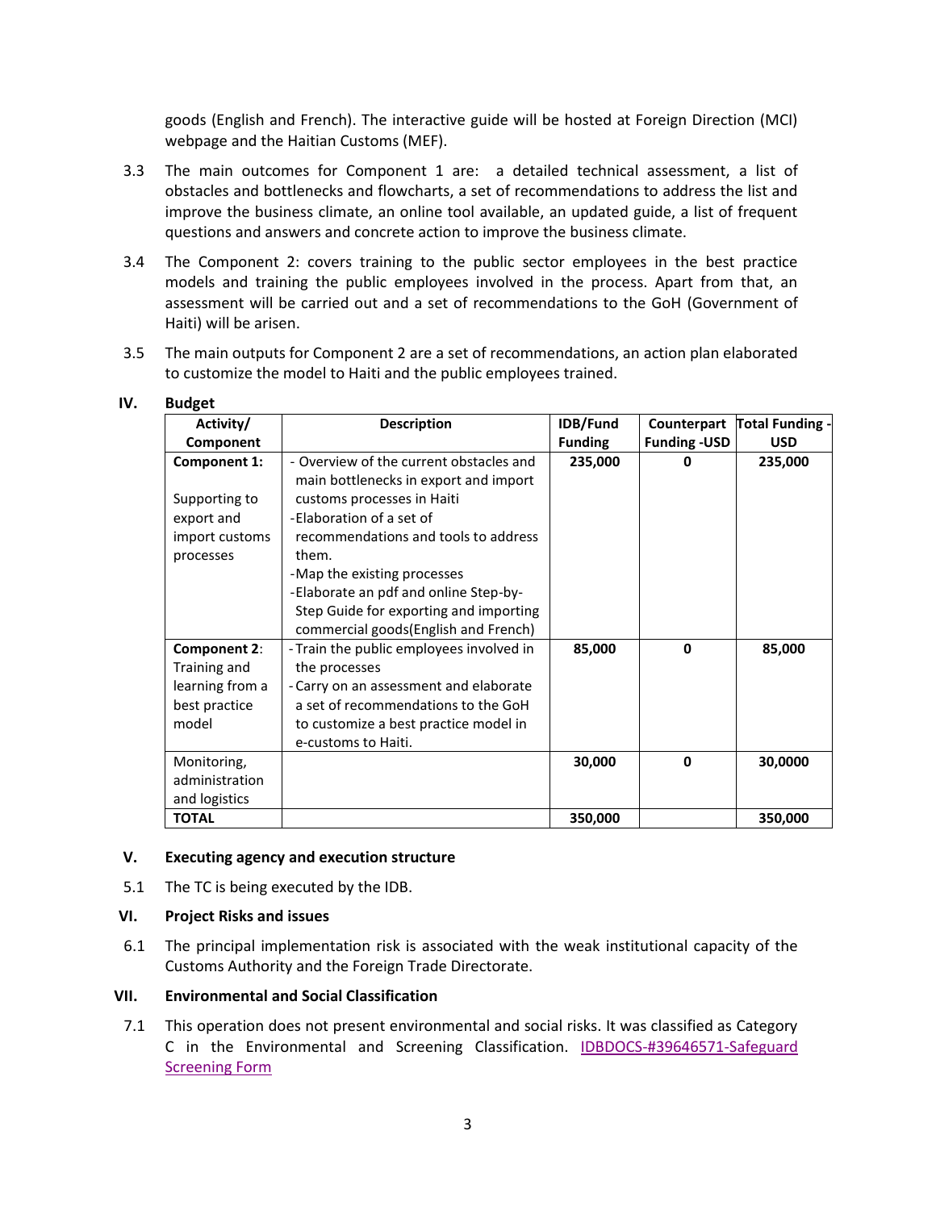goods (English and French). The interactive guide will be hosted at Foreign Direction (MCI) webpage and the Haitian Customs (MEF).

3.3 The main outcomes for Component 1 are: a detailed technical assessment, a list of obstacles and bottlenecks and flowcharts, a set of recommendations to address the list and improve the business climate, an online tool available, an updated guide, a list of frequent questions and answers and concrete action to improve the business climate.

3.4 The Component 2: covers training to the public sector employees in the best practice models and training the public employees involved in the process. Apart from that, an assessment will be carried out and a set of recommendations to the GoH (Government of Haiti) will be arisen.

3.5 The main outputs for Component 2 are a set of recommendations, an action plan elaborated to customize the model to Haiti and the public employees trained.

## IV. Budget

| Activity/ Component | Description | IDB/Fund Funding | Counterpart Funding -USD | Total Funding -USD |
|---|---|---|---|---|
| **Component 1:** Supporting to export and import customs processes | - Overview of the current obstacles and main bottlenecks in export and import customs processes in Haiti<br>-Elaboration of a set of recommendations and tools to address them.<br>-Map the existing processes<br>-Elaborate an pdf and online Step-by-Step Guide for exporting and importing commercial goods(English and French) | **235,000** | **0** | **235,000** |
| **Component 2**: Training and learning from a best practice model | - Train the public employees involved in the processes<br>- Carry on an assessment and elaborate a set of recommendations to the GoH to customize a best practice model in e-customs to Haiti. | **85,000** | **0** | **85,000** |
| Monitoring, administration and logistics | | **30,000** | **0** | **30,0000** |
| **TOTAL** | | **350,000** | | **350,000** |

## V. Executing agency and execution structure

5.1 The TC is being executed by the IDB.

## VI. Project Risks and issues

6.1 The principal implementation risk is associated with the weak institutional capacity of the Customs Authority and the Foreign Trade Directorate.

## VII. Environmental and Social Classification

7.1 This operation does not present environmental and social risks. It was classified as Category C in the Environmental and Screening Classification. IDBDOCS-#39646571-Safeguard Screening Form